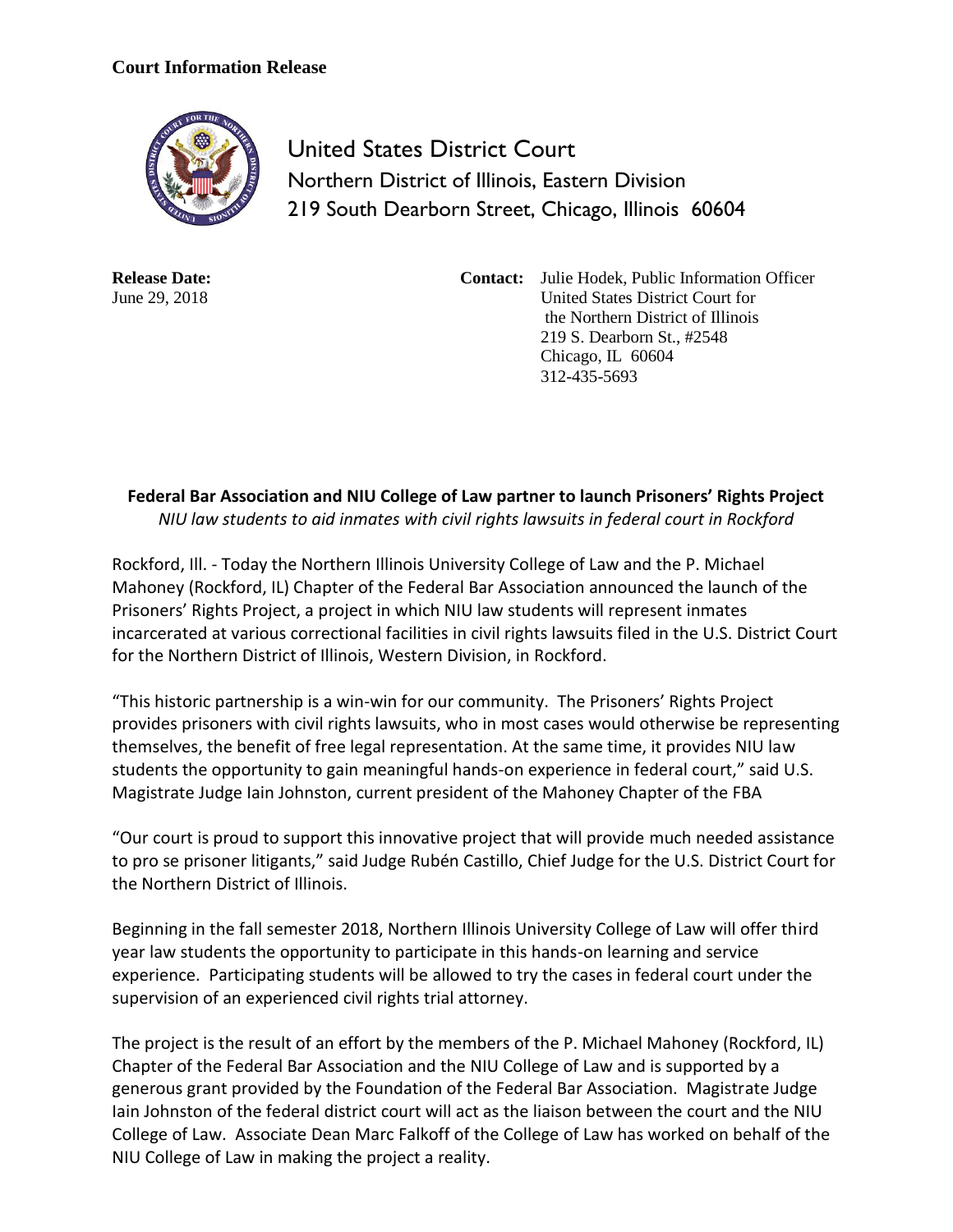**Court Information Release**

United States District Court
Northern District of Illinois, Eastern Division
219 South Dearborn Street, Chicago, Illinois 60604

**Release Date:**
June 29, 2018

**Contact:** Julie Hodek, Public Information Officer
United States District Court for
the Northern District of Illinois
219 S. Dearborn St., #2548
Chicago, IL 60604
312-435-5693

**Federal Bar Association and NIU College of Law partner to launch Prisoners' Rights Project**

*NIU law students to aid inmates with civil rights lawsuits in federal court in Rockford*

Rockford, Ill. - Today the Northern Illinois University College of Law and the P. Michael Mahoney (Rockford, IL) Chapter of the Federal Bar Association announced the launch of the Prisoners' Rights Project, a project in which NIU law students will represent inmates incarcerated at various correctional facilities in civil rights lawsuits filed in the U.S. District Court for the Northern District of Illinois, Western Division, in Rockford.

"This historic partnership is a win-win for our community. The Prisoners' Rights Project provides prisoners with civil rights lawsuits, who in most cases would otherwise be representing themselves, the benefit of free legal representation. At the same time, it provides NIU law students the opportunity to gain meaningful hands-on experience in federal court," said U.S. Magistrate Judge Iain Johnston, current president of the Mahoney Chapter of the FBA

"Our court is proud to support this innovative project that will provide much needed assistance to pro se prisoner litigants," said Judge Rubén Castillo, Chief Judge for the U.S. District Court for the Northern District of Illinois.

Beginning in the fall semester 2018, Northern Illinois University College of Law will offer third year law students the opportunity to participate in this hands-on learning and service experience. Participating students will be allowed to try the cases in federal court under the supervision of an experienced civil rights trial attorney.

The project is the result of an effort by the members of the P. Michael Mahoney (Rockford, IL) Chapter of the Federal Bar Association and the NIU College of Law and is supported by a generous grant provided by the Foundation of the Federal Bar Association. Magistrate Judge Iain Johnston of the federal district court will act as the liaison between the court and the NIU College of Law. Associate Dean Marc Falkoff of the College of Law has worked on behalf of the NIU College of Law in making the project a reality.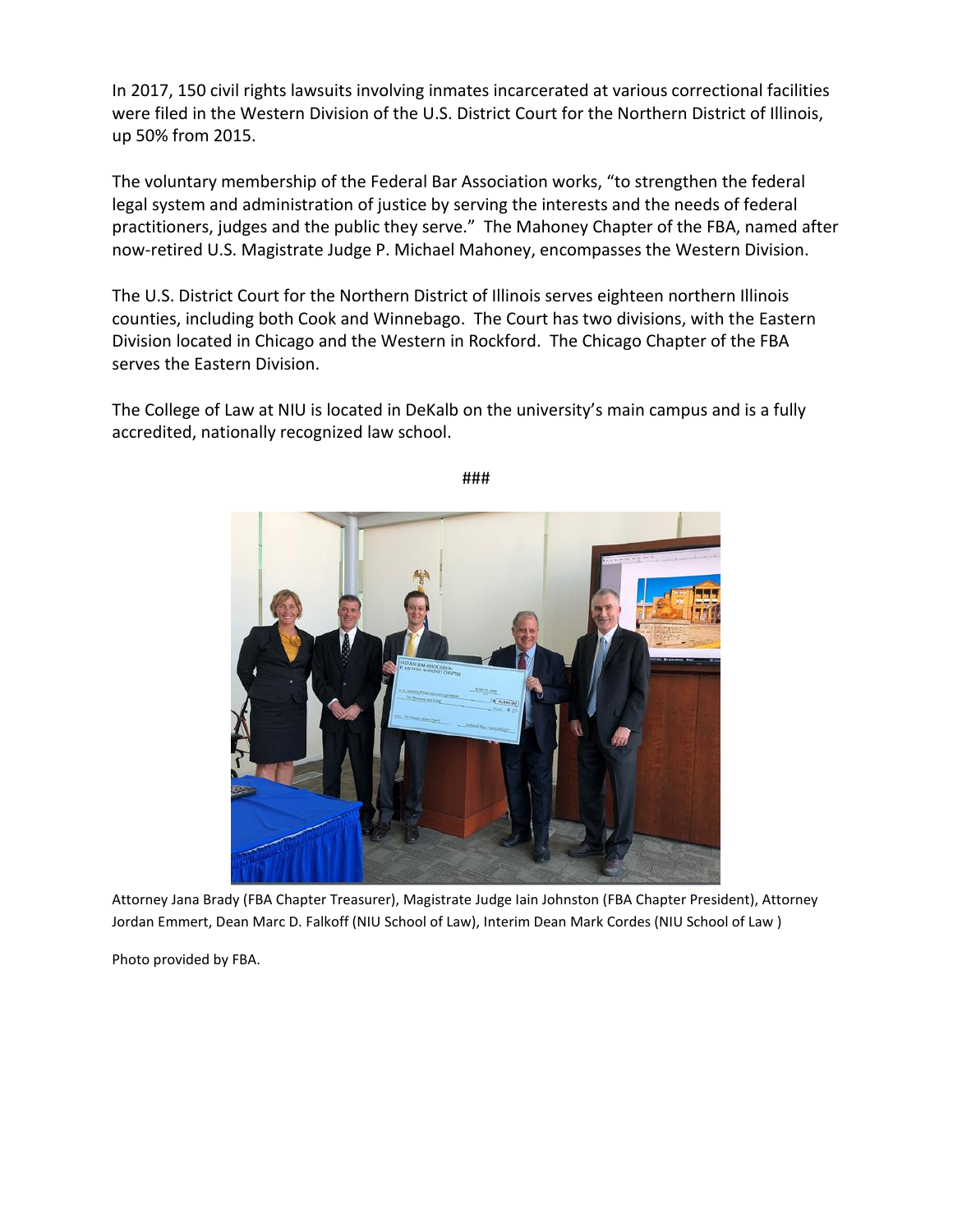In 2017, 150 civil rights lawsuits involving inmates incarcerated at various correctional facilities were filed in the Western Division of the U.S. District Court for the Northern District of Illinois, up 50% from 2015.

The voluntary membership of the Federal Bar Association works, “to strengthen the federal legal system and administration of justice by serving the interests and the needs of federal practitioners, judges and the public they serve.” The Mahoney Chapter of the FBA, named after now-retired U.S. Magistrate Judge P. Michael Mahoney, encompasses the Western Division.

The U.S. District Court for the Northern District of Illinois serves eighteen northern Illinois counties, including both Cook and Winnebago. The Court has two divisions, with the Eastern Division located in Chicago and the Western in Rockford. The Chicago Chapter of the FBA serves the Eastern Division.

The College of Law at NIU is located in DeKalb on the university’s main campus and is a fully accredited, nationally recognized law school.

###

Attorney Jana Brady (FBA Chapter Treasurer), Magistrate Judge Iain Johnston (FBA Chapter President), Attorney Jordan Emmert, Dean Marc D. Falkoff (NIU School of Law), Interim Dean Mark Cordes (NIU School of Law )

Photo provided by FBA.